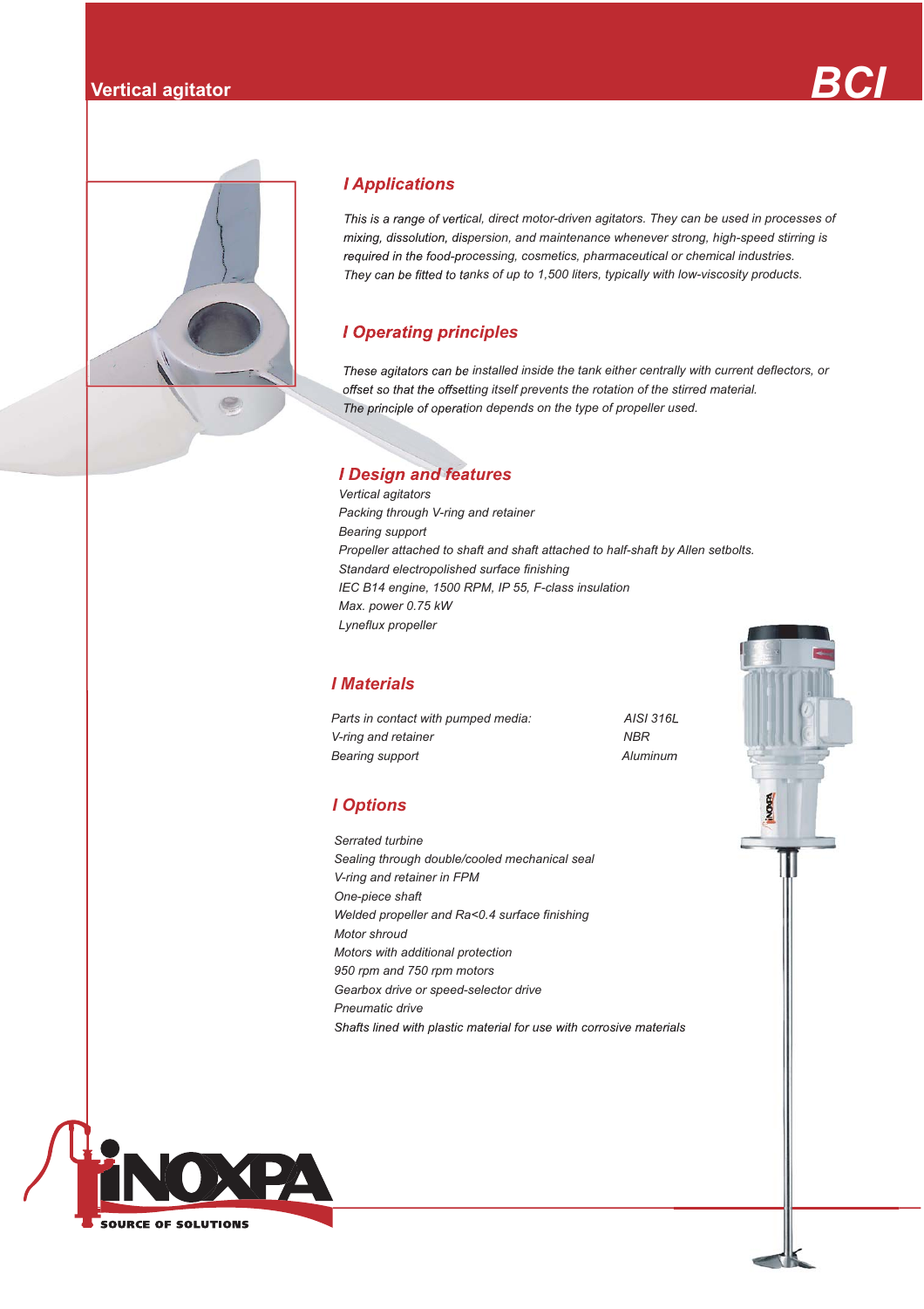# Vertical agitator BCI

## Applications

This is a range of vertical, direct motor-driven agitators. They can be used in processes of mixing, dissolution, dispersion, and maintenance whenever strong, high-speed stirring is required in the food-processing, cosmetics, pharmaceutical or chemical industries.
They can be fitted to tanks of up to 1,500 liters, typically with low-viscosity products.

## Operating principles

These agitators can be installed inside the tank either centrally with current deflectors, or offset so that the offsetting itself prevents the rotation of the stirred material.
The principle of operation depends on the type of propeller used.

## Design and features

Vertical agitators
Packing through V-ring and retainer
Bearing support
Propeller attached to shaft and shaft attached to half-shaft by Allen setbolts.
Standard electropolished surface finishing
IEC B14 engine, 1500 RPM, IP 55, F-class insulation
Max. power 0.75 kW
Lyneflux propeller

## Materials

| | |
|---|---|
| Parts in contact with pumped media: | AISI 316L |
| V-ring and retainer | NBR |
| Bearing support | Aluminum |

## Options

Serrated turbine
Sealing through double/cooled mechanical seal
V-ring and retainer in FPM
One-piece shaft
Welded propeller and Ra<0.4 surface finishing
Motor shroud
Motors with additional protection
950 rpm and 750 rpm motors
Gearbox drive or speed-selector drive
Pneumatic drive
Shafts lined with plastic material for use with corrosive materials

INOXPA SOURCE OF SOLUTIONS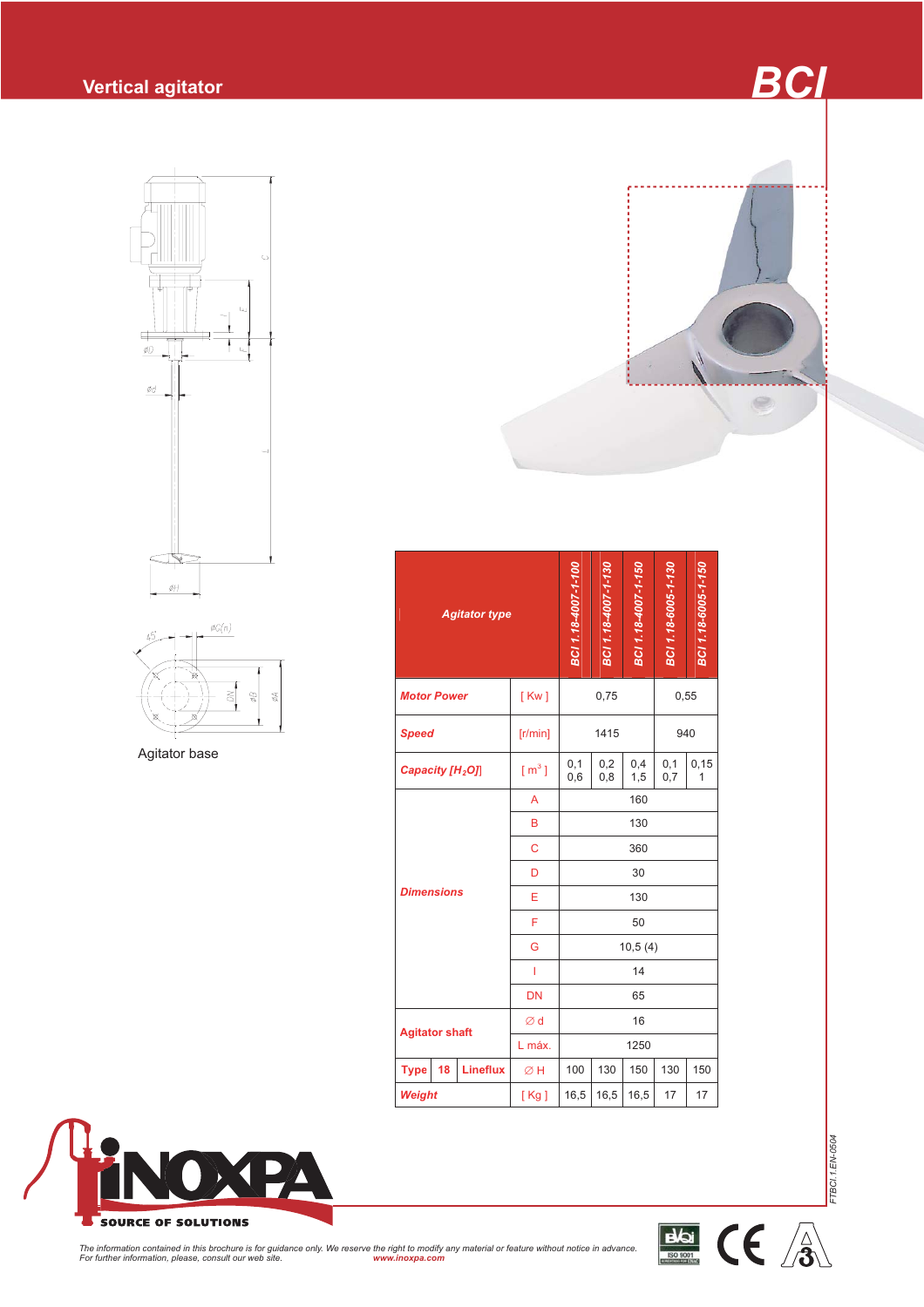## Vertical agitator

# BCI

Agitator base

| Agitator type | | BCI 1.18-4007-1-100 | BCI 1.18-4007-1-130 | BCI 1.18-4007-1-150 | BCI 1.18-6005-1-130 | BCI 1.18-6005-1-150 |
|---|---|---|---|---|---|---|
| ***Motor Power*** | [ Kw ] | 0,75 | | | 0,55 | |
| ***Speed*** | [r/min] | 1415 | | | 940 | |
| ***Capacity [$H_2O$]*** | [ $m^3$ ] | 0,1 0,6 | 0,2 0,8 | 0,4 1,5 | 0,1 0,7 | 0,15 1 |
| ***Dimensions*** | A | 160 | | | | |
| | B | 130 | | | | |
| | C | 360 | | | | |
| | D | 30 | | | | |
| | E | 130 | | | | |
| | F | 50 | | | | |
| | G | 10,5 (4) | | | | |
| | I | 14 | | | | |
| | DN | 65 | | | | |
| **Agitator shaft** | ∅ d | 16 | | | | |
| | L máx. | 1250 | | | | |
| **Type 18 Lineflux** | ∅ H | 100 | 130 | 150 | 130 | 150 |
| ***Weight*** | [ Kg ] | 16,5 | 16,5 | 16,5 | 17 | 17 |

INOXPA SOURCE OF SOLUTIONS

FTBCI.1.EN-0504

*The information contained in this brochure is for guidance only. We reserve the right to modify any material or feature without notice in advance.*
*For further information, please, consult our web site.* ***www.inoxpa.com***